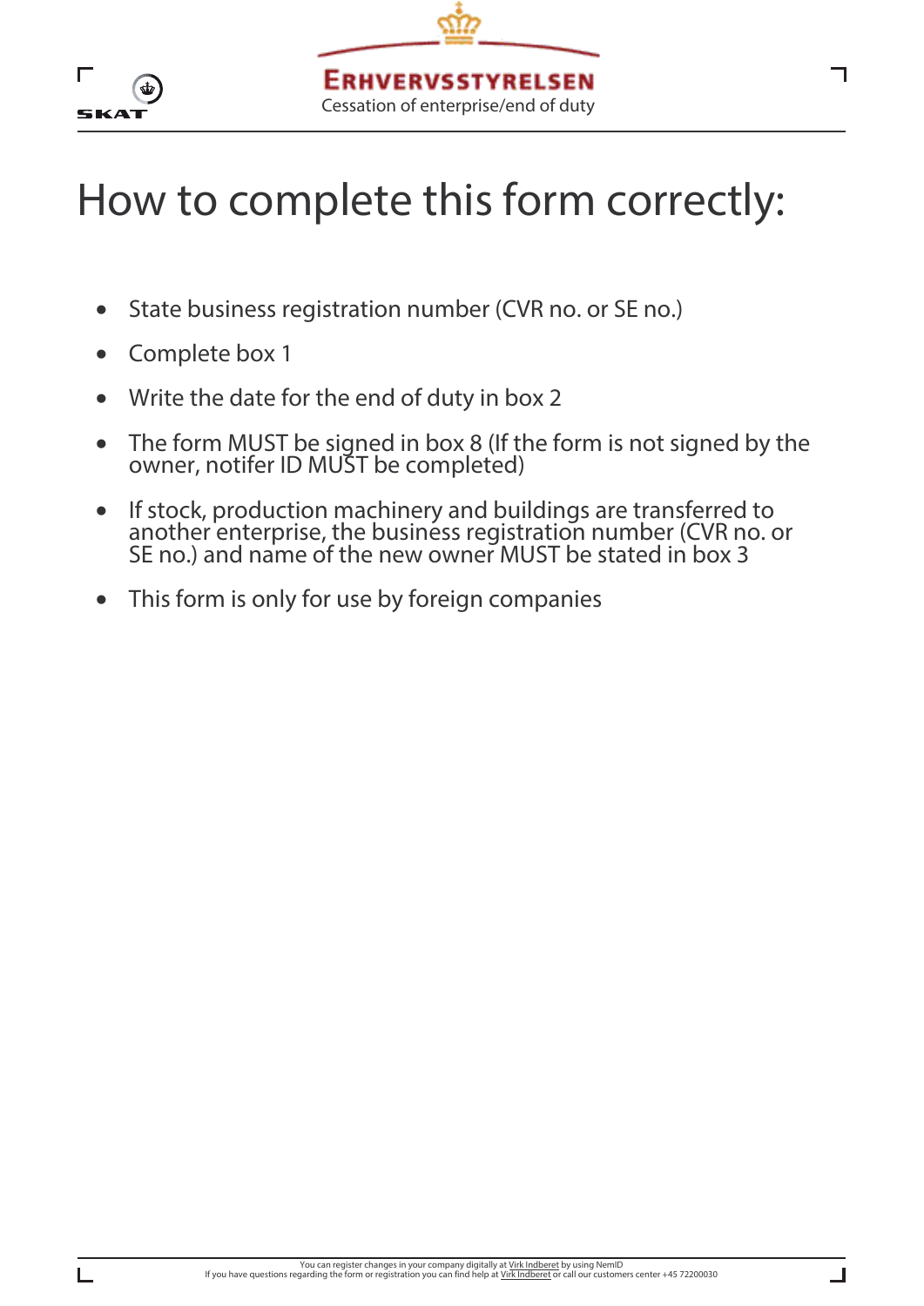ERHVERVSSTYRELSEN

Cessation of enterprise/end of duty

# How to complete this form correctly:

- State business registration number (CVR no. or SE no.)
- Complete box 1
- Write the date for the end of duty in box 2
- The form MUST be signed in box 8 (If the form is not signed by the owner, notifer ID MUST be completed)
- If stock, production machinery and buildings are transferred to another enterprise, the business registration number (CVR no. or SE no.) and name of the new owner MUST be stated in box 3
- This form is only for use by foreign companies

You can register changes in your company digitally at Virk Indberet by using NemID
If you have questions regarding the form or registration you can find help at Virk Indberet or call our customers center +45 72200030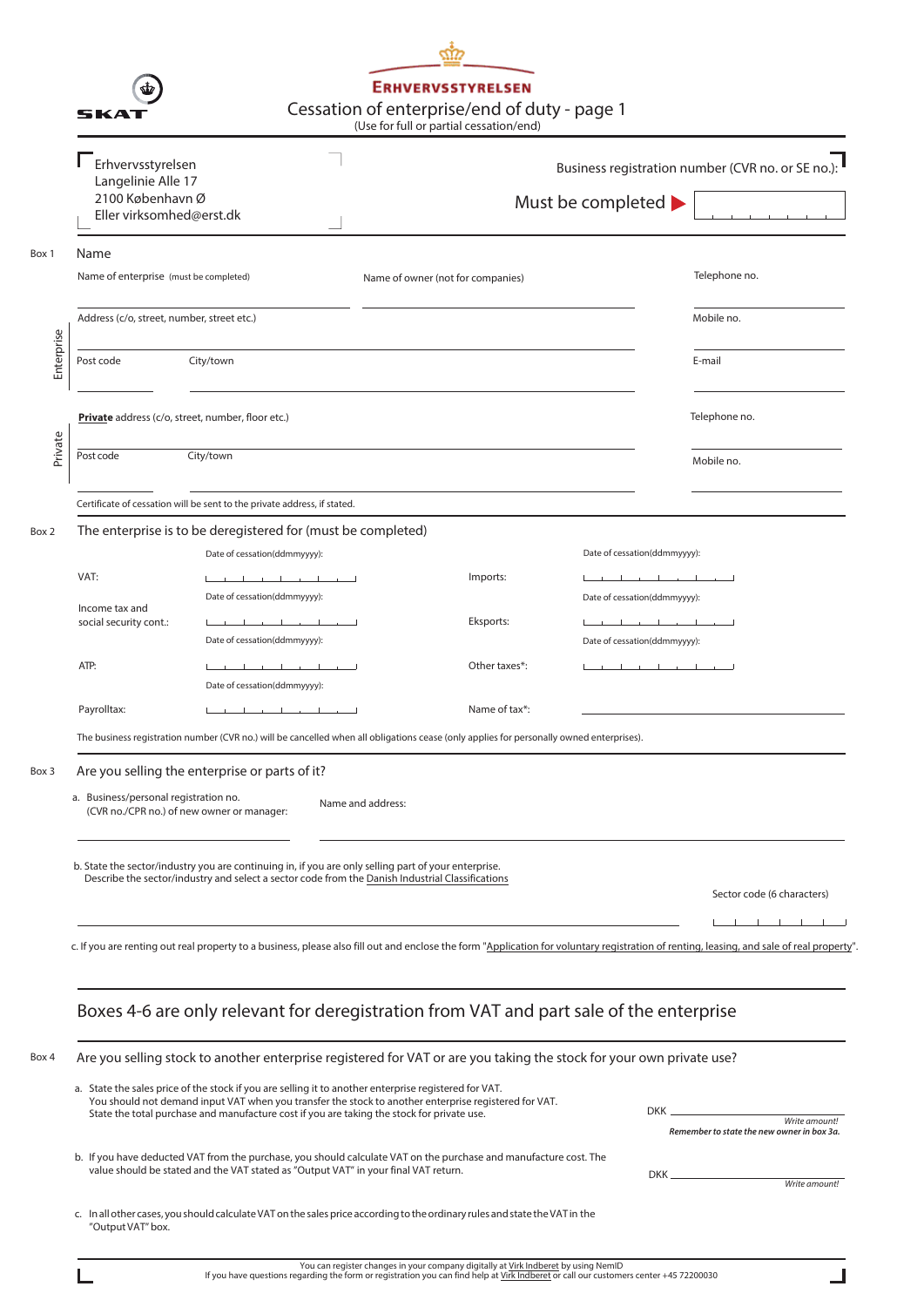SKAT

ERHVERVSSTYRELSEN

# Cessation of enterprise/end of duty - page 1

(Use for full or partial cessation/end)

Erhvervsstyrelsen
Langelinie Alle 17
2100 København Ø
Eller virksomhed@erst.dk

Business registration number (CVR no. or SE no.):

Must be completed ▶

---

Box 1

## Name

**Enterprise**

Name of enterprise (must be completed)

Name of owner (not for companies)

Telephone no.

Address (c/o, street, number, street etc.)

Mobile no.

Post code — City/town

E-mail

**Private**

**Private** address (c/o, street, number, floor etc.)

Telephone no.

Post code — City/town

Mobile no.

Certificate of cessation will be sent to the private address, if stated.

---

Box 2

## The enterprise is to be deregistered for (must be completed)

| | Date of cessation(ddmmyyyy): | | Date of cessation(ddmmyyyy): |
|---|---|---|---|
| VAT: | | Imports: | |
| Income tax and social security cont.: | | Eksports: | |
| ATP: | | Other taxes*: | |
| Payrolltax: | | Name of tax*: | |

The business registration number (CVR no.) will be cancelled when all obligations cease (only applies for personally owned enterprises).

---

Box 3

## Are you selling the enterprise or parts of it?

a. Business/personal registration no. (CVR no./CPR no.) of new owner or manager:

Name and address:

b. State the sector/industry you are continuing in, if you are only selling part of your enterprise. Describe the sector/industry and select a sector code from the Danish Industrial Classifications

Sector code (6 characters)

c. If you are renting out real property to a business, please also fill out and enclose the form "Application for voluntary registration of renting, leasing, and sale of real property".

---

## Boxes 4-6 are only relevant for deregistration from VAT and part sale of the enterprise

---

Box 4

## Are you selling stock to another enterprise registered for VAT or are you taking the stock for your own private use?

a. State the sales price of the stock if you are selling it to another enterprise registered for VAT. You should not demand input VAT when you transfer the stock to another enterprise registered for VAT. State the total purchase and manufacture cost if you are taking the stock for private use.

DKK ____________ *Write amount!*
***Remember to state the new owner in box 3a.***

b. If you have deducted VAT from the purchase, you should calculate VAT on the purchase and manufacture cost. The value should be stated and the VAT stated as "Output VAT" in your final VAT return.

DKK ____________ *Write amount!*

c. In all other cases, you should calculate VAT on the sales price according to the ordinary rules and state the VAT in the "Output VAT" box.

---

You can register changes in your company digitally at Virk Indberet by using NemID
If you have questions regarding the form or registration you can find help at Virk Indberet or call our customers center +45 72200030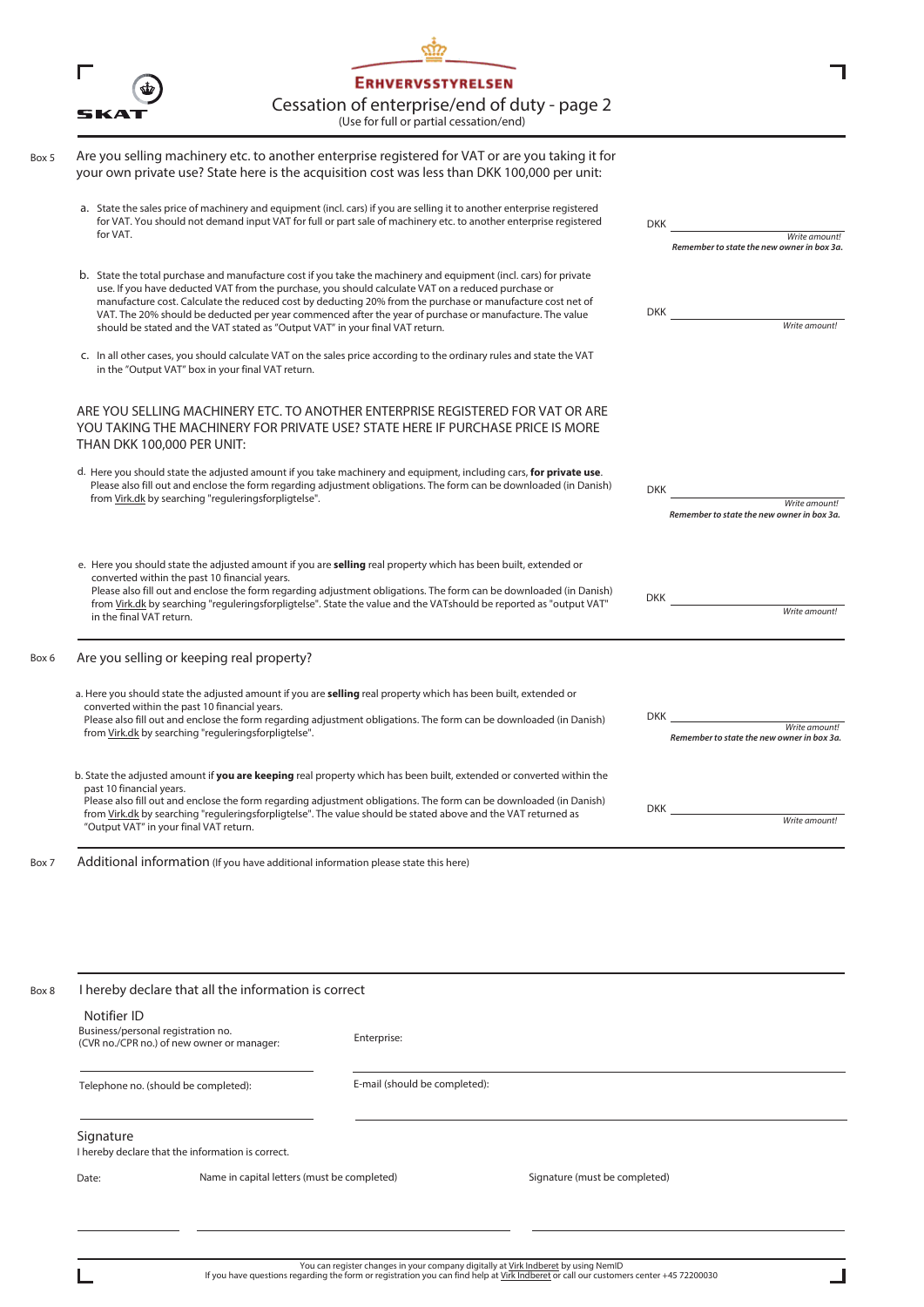SKAT

ERHVERVSSTYRELSEN

# Cessation of enterprise/end of duty - page 2

(Use for full or partial cessation/end)

Box 5

## Are you selling machinery etc. to another enterprise registered for VAT or are you taking it for your own private use? State here is the acquisition cost was less than DKK 100,000 per unit:

a. State the sales price of machinery and equipment (incl. cars) if you are selling it to another enterprise registered for VAT. You should not demand input VAT for full or part sale of machinery etc. to another enterprise registered for VAT.

DKK ______ *Write amount!*
***Remember to state the new owner in box 3a.***

b. State the total purchase and manufacture cost if you take the machinery and equipment (incl. cars) for private use. If you have deducted VAT from the purchase, you should calculate VAT on a reduced purchase or manufacture cost. Calculate the reduced cost by deducting 20% from the purchase or manufacture cost net of VAT. The 20% should be deducted per year commenced after the year of purchase or manufacture. The value should be stated and the VAT stated as "Output VAT" in your final VAT return.

DKK ______ *Write amount!*

c. In all other cases, you should calculate VAT on the sales price according to the ordinary rules and state the VAT in the "Output VAT" box in your final VAT return.

## ARE YOU SELLING MACHINERY ETC. TO ANOTHER ENTERPRISE REGISTERED FOR VAT OR ARE YOU TAKING THE MACHINERY FOR PRIVATE USE? STATE HERE IF PURCHASE PRICE IS MORE THAN DKK 100,000 PER UNIT:

d. Here you should state the adjusted amount if you take machinery and equipment, including cars, **for private use**. Please also fill out and enclose the form regarding adjustment obligations. The form can be downloaded (in Danish) from Virk.dk by searching "reguleringsforpligtelse".

DKK ______ *Write amount!*
***Remember to state the new owner in box 3a.***

e. Here you should state the adjusted amount if you are **selling** real property which has been built, extended or converted within the past 10 financial years.
Please also fill out and enclose the form regarding adjustment obligations. The form can be downloaded (in Danish) from Virk.dk by searching "reguleringsforpligtelse". State the value and the VATshould be reported as "output VAT" in the final VAT return.

DKK ______ *Write amount!*

Box 6

## Are you selling or keeping real property?

a. Here you should state the adjusted amount if you are **selling** real property which has been built, extended or converted within the past 10 financial years.
Please also fill out and enclose the form regarding adjustment obligations. The form can be downloaded (in Danish) from Virk.dk by searching "reguleringsforpligtelse".

DKK ______ *Write amount!*
***Remember to state the new owner in box 3a.***

b. State the adjusted amount if **you are keeping** real property which has been built, extended or converted within the past 10 financial years.
Please also fill out and enclose the form regarding adjustment obligations. The form can be downloaded (in Danish) from Virk.dk by searching "reguleringsforpligtelse". The value should be stated above and the VAT returned as "Output VAT" in your final VAT return.

DKK ______ *Write amount!*

Box 7

## Additional information (If you have additional information please state this here)

Box 8

## I hereby declare that all the information is correct

### Notifier ID

Business/personal registration no.
(CVR no./CPR no.) of new owner or manager: ______

Enterprise: ______

Telephone no. (should be completed): ______

E-mail (should be completed): ______

### Signature

I hereby declare that the information is correct.

Date: ______ Name in capital letters (must be completed) ______ Signature (must be completed) ______

You can register changes in your company digitally at Virk Indberet by using NemID
If you have questions regarding the form or registration you can find help at Virk Indberet or call our customers center +45 72200030